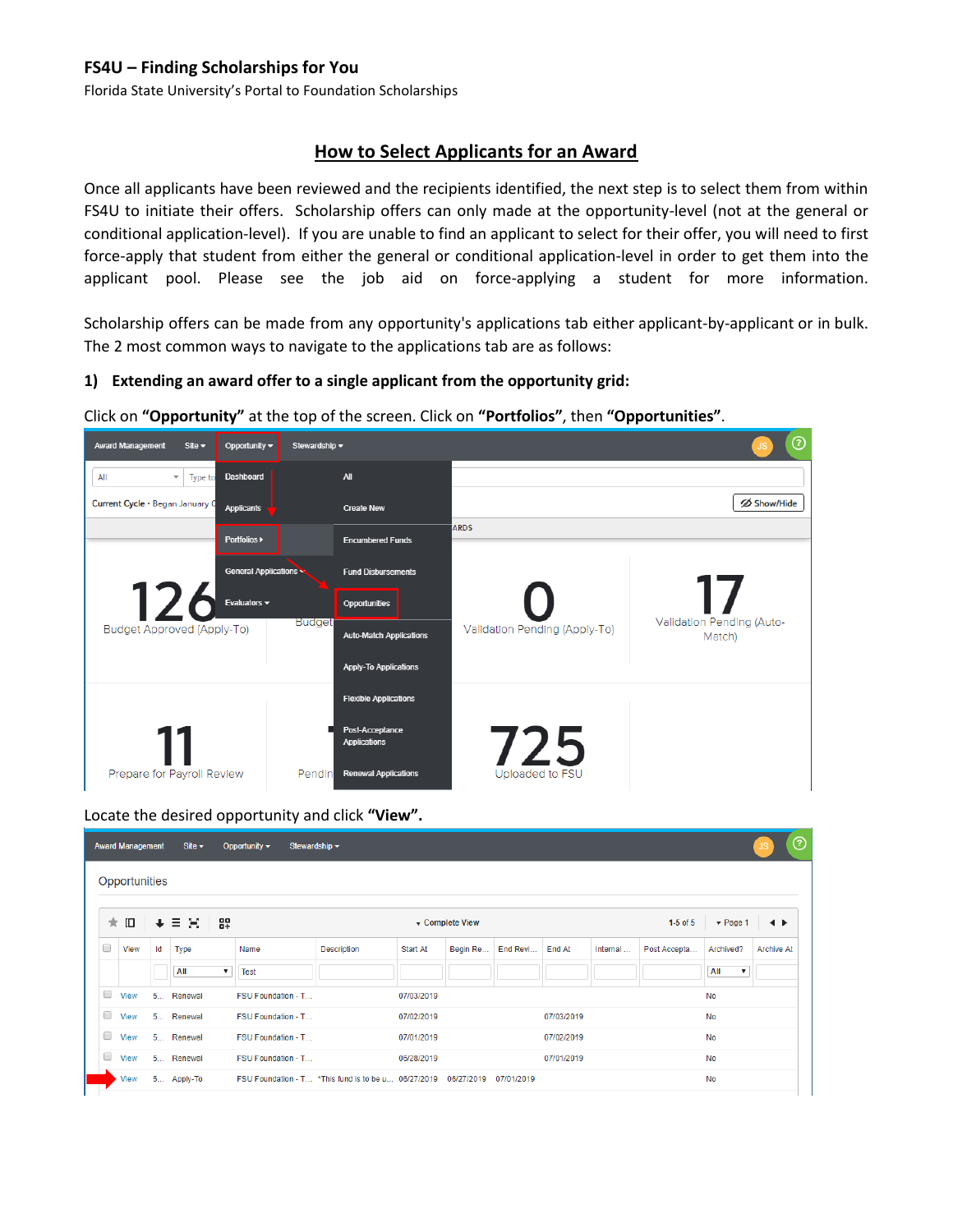**FS4U – Finding Scholarships for You**

Florida State University's Portal to Foundation Scholarships

# How to Select Applicants for an Award

Once all applicants have been reviewed and the recipients identified, the next step is to select them from within FS4U to initiate their offers. Scholarship offers can only made at the opportunity-level (not at the general or conditional application-level). If you are unable to find an applicant to select for their offer, you will need to first force-apply that student from either the general or conditional application-level in order to get them into the applicant pool. Please see the job aid on force-applying a student for more information.

Scholarship offers can be made from any opportunity's applications tab either applicant-by-applicant or in bulk. The 2 most common ways to navigate to the applications tab are as follows:

**1) Extending an award offer to a single applicant from the opportunity grid:**

Click on **"Opportunity"** at the top of the screen. Click on **"Portfolios"**, then **"Opportunities"**.

Locate the desired opportunity and click **"View"**.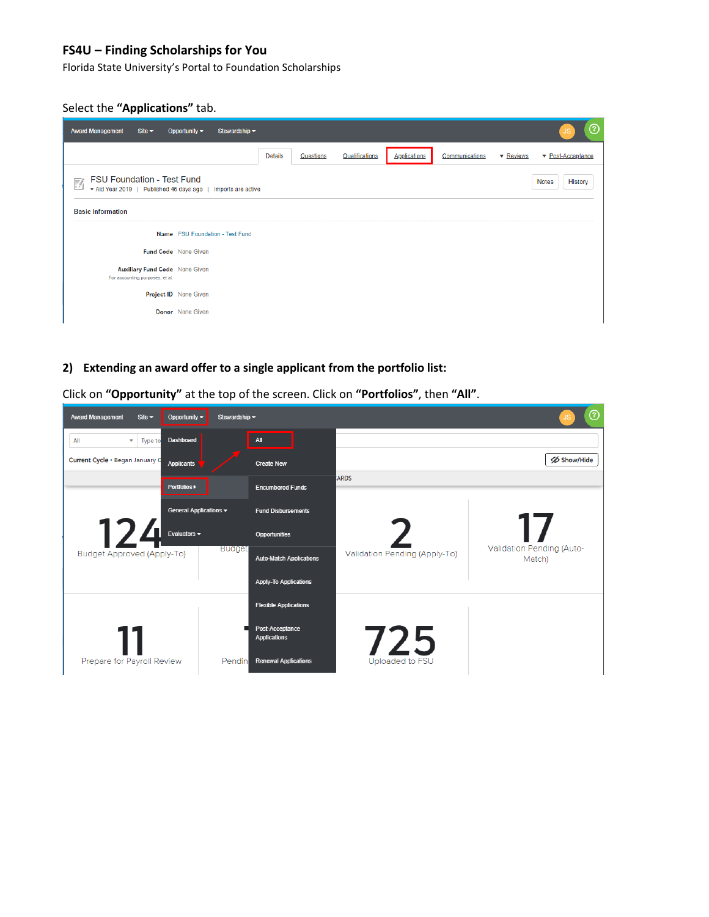**FS4U – Finding Scholarships for You**

Florida State University's Portal to Foundation Scholarships

Select the **"Applications"** tab.

## 2) Extending an award offer to a single applicant from the portfolio list:

Click on **"Opportunity"** at the top of the screen. Click on **"Portfolios"**, then **"All"**.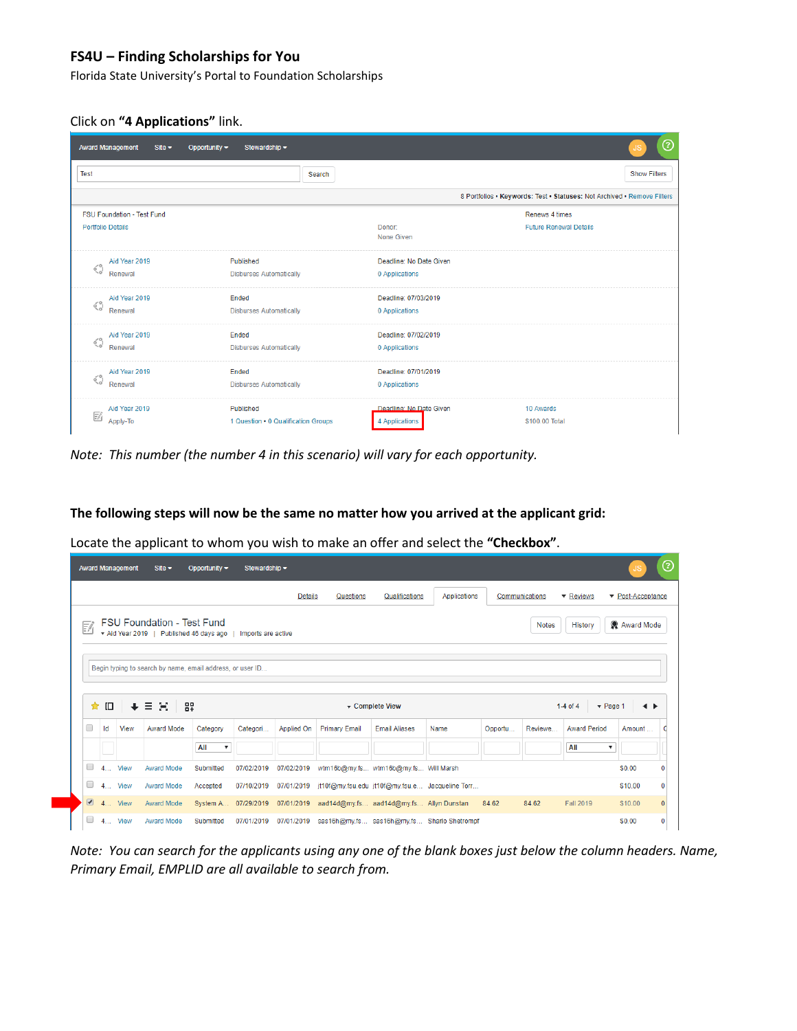**FS4U – Finding Scholarships for You**

Florida State University's Portal to Foundation Scholarships

Click on **"4 Applications"** link.

*Note: This number (the number 4 in this scenario) will vary for each opportunity.*

**The following steps will now be the same no matter how you arrived at the applicant grid:**

Locate the applicant to whom you wish to make an offer and select the **"Checkbox"**.

*Note: You can search for the applicants using any one of the blank boxes just below the column headers. Name, Primary Email, EMPLID are all available to search from.*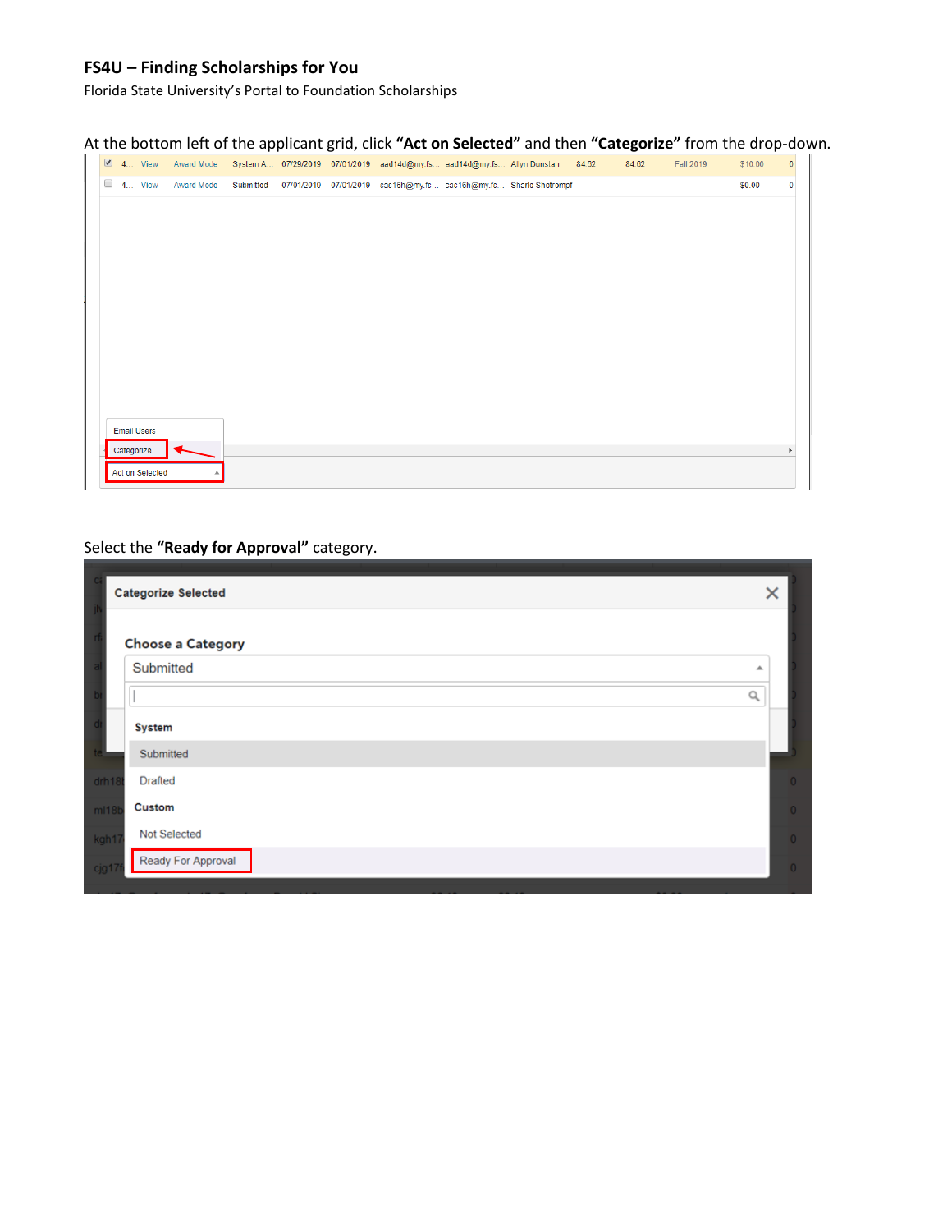**FS4U – Finding Scholarships for You**

Florida State University's Portal to Foundation Scholarships

At the bottom left of the applicant grid, click **"Act on Selected"** and then **"Categorize"** from the drop-down.

Select the **"Ready for Approval"** category.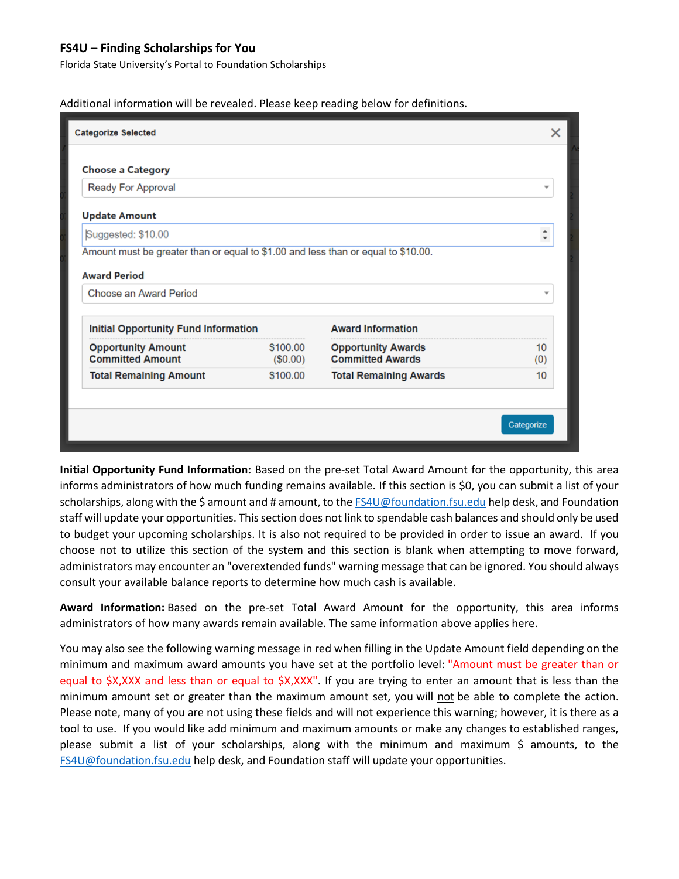Additional information will be revealed. Please keep reading below for definitions.

**Categorize Selected**

**Choose a Category**
Ready For Approval

**Update Amount**
Suggested: $10.00
Amount must be greater than or equal to $1.00 and less than or equal to $10.00.

**Award Period**
Choose an Award Period

| Initial Opportunity Fund Information | | Award Information | |
|---|---|---|---|
| Opportunity Amount | $100.00 | Opportunity Awards | 10 |
| Committed Amount | ($0.00) | Committed Awards | (0) |
| Total Remaining Amount | $100.00 | Total Remaining Awards | 10 |

Categorize

**Initial Opportunity Fund Information:** Based on the pre-set Total Award Amount for the opportunity, this area informs administrators of how much funding remains available. If this section is $0, you can submit a list of your scholarships, along with the $ amount and # amount, to the FS4U@foundation.fsu.edu help desk, and Foundation staff will update your opportunities. This section does not link to spendable cash balances and should only be used to budget your upcoming scholarships. It is also not required to be provided in order to issue an award. If you choose not to utilize this section of the system and this section is blank when attempting to move forward, administrators may encounter an "overextended funds" warning message that can be ignored. You should always consult your available balance reports to determine how much cash is available.

**Award Information:** Based on the pre-set Total Award Amount for the opportunity, this area informs administrators of how many awards remain available. The same information above applies here.

You may also see the following warning message in red when filling in the Update Amount field depending on the minimum and maximum award amounts you have set at the portfolio level: "Amount must be greater than or equal to $X,XXX and less than or equal to $X,XXX". If you are trying to enter an amount that is less than the minimum amount set or greater than the maximum amount set, you will not be able to complete the action. Please note, many of you are not using these fields and will not experience this warning; however, it is there as a tool to use. If you would like add minimum and maximum amounts or make any changes to established ranges, please submit a list of your scholarships, along with the minimum and maximum $ amounts, to the FS4U@foundation.fsu.edu help desk, and Foundation staff will update your opportunities.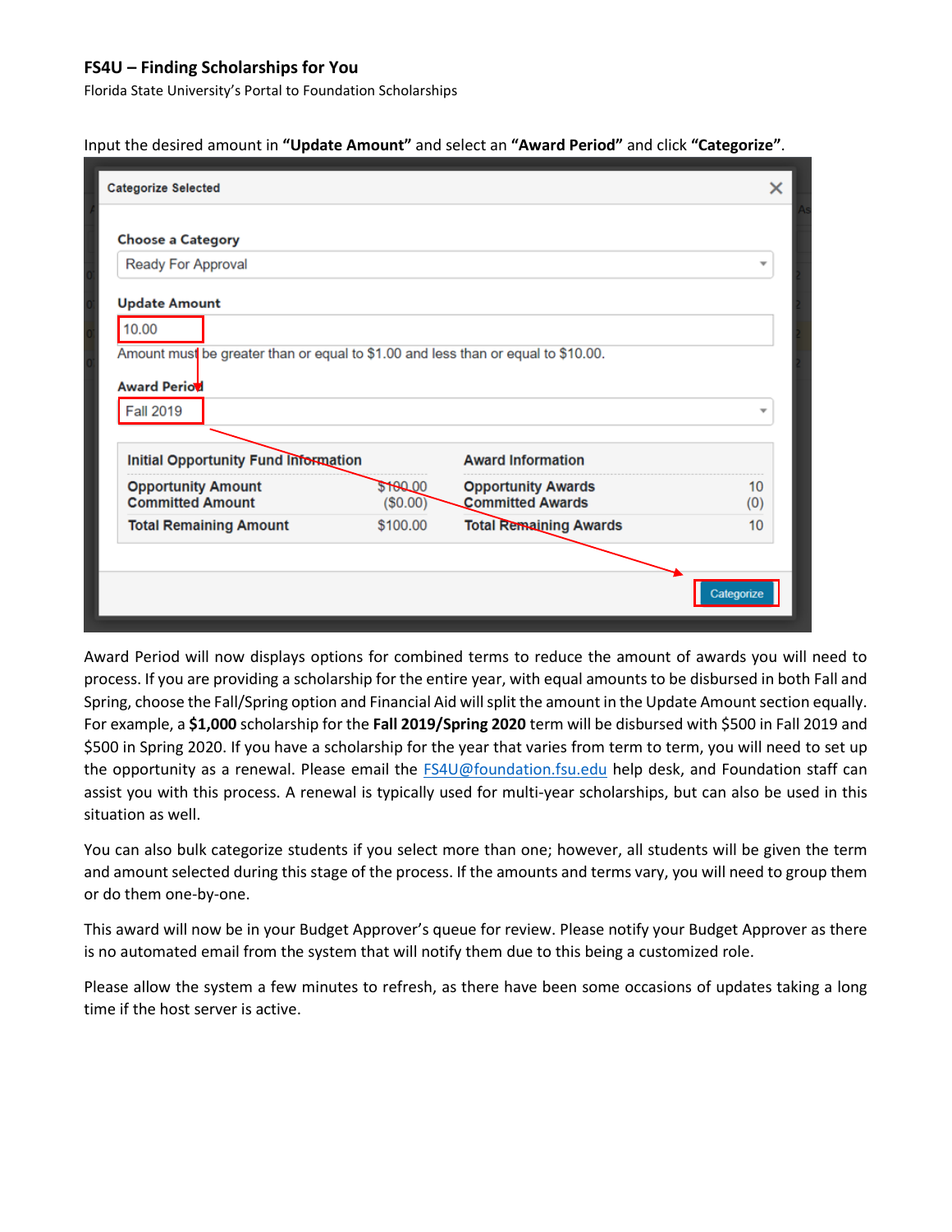**FS4U – Finding Scholarships for You**
Florida State University's Portal to Foundation Scholarships

Input the desired amount in **"Update Amount"** and select an **"Award Period"** and click **"Categorize"**.

Award Period will now displays options for combined terms to reduce the amount of awards you will need to process. If you are providing a scholarship for the entire year, with equal amounts to be disbursed in both Fall and Spring, choose the Fall/Spring option and Financial Aid will split the amount in the Update Amount section equally. For example, a **$1,000** scholarship for the **Fall 2019/Spring 2020** term will be disbursed with $500 in Fall 2019 and $500 in Spring 2020. If you have a scholarship for the year that varies from term to term, you will need to set up the opportunity as a renewal. Please email the FS4U@foundation.fsu.edu help desk, and Foundation staff can assist you with this process. A renewal is typically used for multi-year scholarships, but can also be used in this situation as well.

You can also bulk categorize students if you select more than one; however, all students will be given the term and amount selected during this stage of the process. If the amounts and terms vary, you will need to group them or do them one-by-one.

This award will now be in your Budget Approver's queue for review. Please notify your Budget Approver as there is no automated email from the system that will notify them due to this being a customized role.

Please allow the system a few minutes to refresh, as there have been some occasions of updates taking a long time if the host server is active.